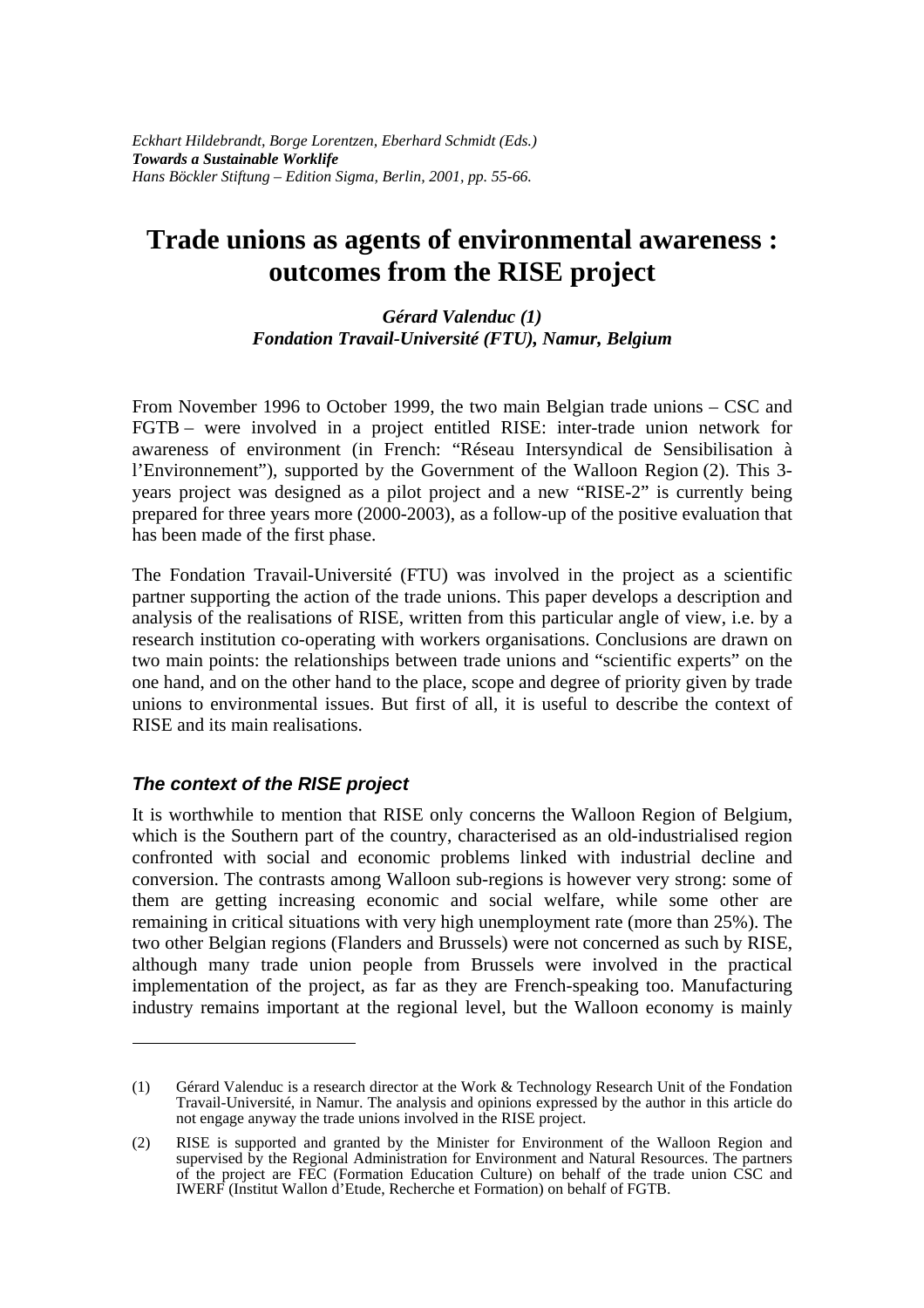*Eckhart Hildebrandt, Borge Lorentzen, Eberhard Schmidt (Eds.)*
***Towards a Sustainable Worklife***
*Hans Böckler Stiftung – Edition Sigma, Berlin, 2001, pp. 55-66.*

# Trade unions as agents of environmental awareness : outcomes from the RISE project

***Gérard Valenduc (1)***
***Fondation Travail-Université (FTU), Namur, Belgium***

From November 1996 to October 1999, the two main Belgian trade unions – CSC and FGTB – were involved in a project entitled RISE: inter-trade union network for awareness of environment (in French: "Réseau Intersyndical de Sensibilisation à l'Environnement"), supported by the Government of the Walloon Region (2). This 3-years project was designed as a pilot project and a new "RISE-2" is currently being prepared for three years more (2000-2003), as a follow-up of the positive evaluation that has been made of the first phase.

The Fondation Travail-Université (FTU) was involved in the project as a scientific partner supporting the action of the trade unions. This paper develops a description and analysis of the realisations of RISE, written from this particular angle of view, i.e. by a research institution co-operating with workers organisations. Conclusions are drawn on two main points: the relationships between trade unions and "scientific experts" on the one hand, and on the other hand to the place, scope and degree of priority given by trade unions to environmental issues. But first of all, it is useful to describe the context of RISE and its main realisations.

## *The context of the RISE project*

It is worthwhile to mention that RISE only concerns the Walloon Region of Belgium, which is the Southern part of the country, characterised as an old-industrialised region confronted with social and economic problems linked with industrial decline and conversion. The contrasts among Walloon sub-regions is however very strong: some of them are getting increasing economic and social welfare, while some other are remaining in critical situations with very high unemployment rate (more than 25%). The two other Belgian regions (Flanders and Brussels) were not concerned as such by RISE, although many trade union people from Brussels were involved in the practical implementation of the project, as far as they are French-speaking too. Manufacturing industry remains important at the regional level, but the Walloon economy is mainly

---

(1) Gérard Valenduc is a research director at the Work & Technology Research Unit of the Fondation Travail-Université, in Namur. The analysis and opinions expressed by the author in this article do not engage anyway the trade unions involved in the RISE project.

(2) RISE is supported and granted by the Minister for Environment of the Walloon Region and supervised by the Regional Administration for Environment and Natural Resources. The partners of the project are FEC (Formation Education Culture) on behalf of the trade union CSC and IWERF (Institut Wallon d'Etude, Recherche et Formation) on behalf of FGTB.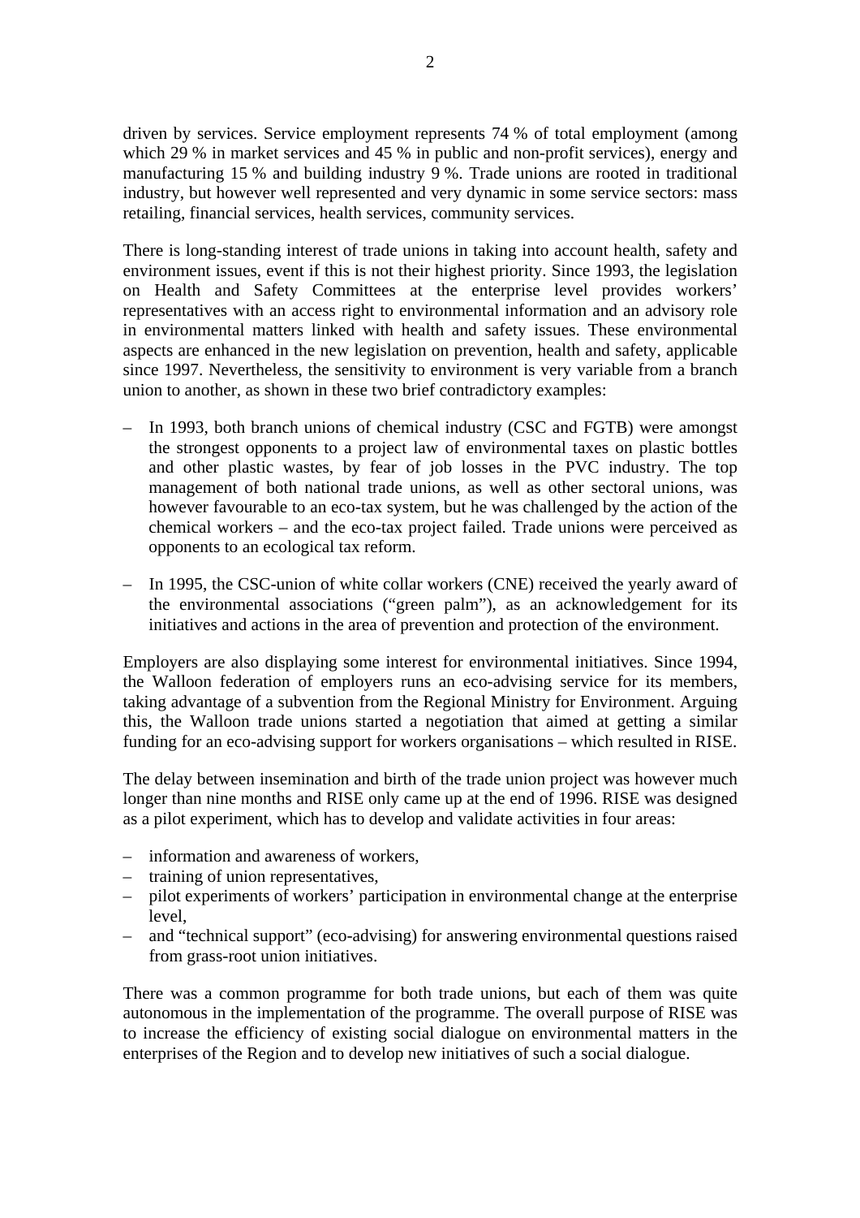driven by services. Service employment represents 74 % of total employment (among which 29 % in market services and 45 % in public and non-profit services), energy and manufacturing 15 % and building industry 9 %. Trade unions are rooted in traditional industry, but however well represented and very dynamic in some service sectors: mass retailing, financial services, health services, community services.

There is long-standing interest of trade unions in taking into account health, safety and environment issues, event if this is not their highest priority. Since 1993, the legislation on Health and Safety Committees at the enterprise level provides workers' representatives with an access right to environmental information and an advisory role in environmental matters linked with health and safety issues. These environmental aspects are enhanced in the new legislation on prevention, health and safety, applicable since 1997. Nevertheless, the sensitivity to environment is very variable from a branch union to another, as shown in these two brief contradictory examples:

– In 1993, both branch unions of chemical industry (CSC and FGTB) were amongst the strongest opponents to a project law of environmental taxes on plastic bottles and other plastic wastes, by fear of job losses in the PVC industry. The top management of both national trade unions, as well as other sectoral unions, was however favourable to an eco-tax system, but he was challenged by the action of the chemical workers – and the eco-tax project failed. Trade unions were perceived as opponents to an ecological tax reform.

– In 1995, the CSC-union of white collar workers (CNE) received the yearly award of the environmental associations ("green palm"), as an acknowledgement for its initiatives and actions in the area of prevention and protection of the environment.

Employers are also displaying some interest for environmental initiatives. Since 1994, the Walloon federation of employers runs an eco-advising service for its members, taking advantage of a subvention from the Regional Ministry for Environment. Arguing this, the Walloon trade unions started a negotiation that aimed at getting a similar funding for an eco-advising support for workers organisations – which resulted in RISE.

The delay between insemination and birth of the trade union project was however much longer than nine months and RISE only came up at the end of 1996. RISE was designed as a pilot experiment, which has to develop and validate activities in four areas:

– information and awareness of workers,
– training of union representatives,
– pilot experiments of workers' participation in environmental change at the enterprise level,
– and "technical support" (eco-advising) for answering environmental questions raised from grass-root union initiatives.

There was a common programme for both trade unions, but each of them was quite autonomous in the implementation of the programme. The overall purpose of RISE was to increase the efficiency of existing social dialogue on environmental matters in the enterprises of the Region and to develop new initiatives of such a social dialogue.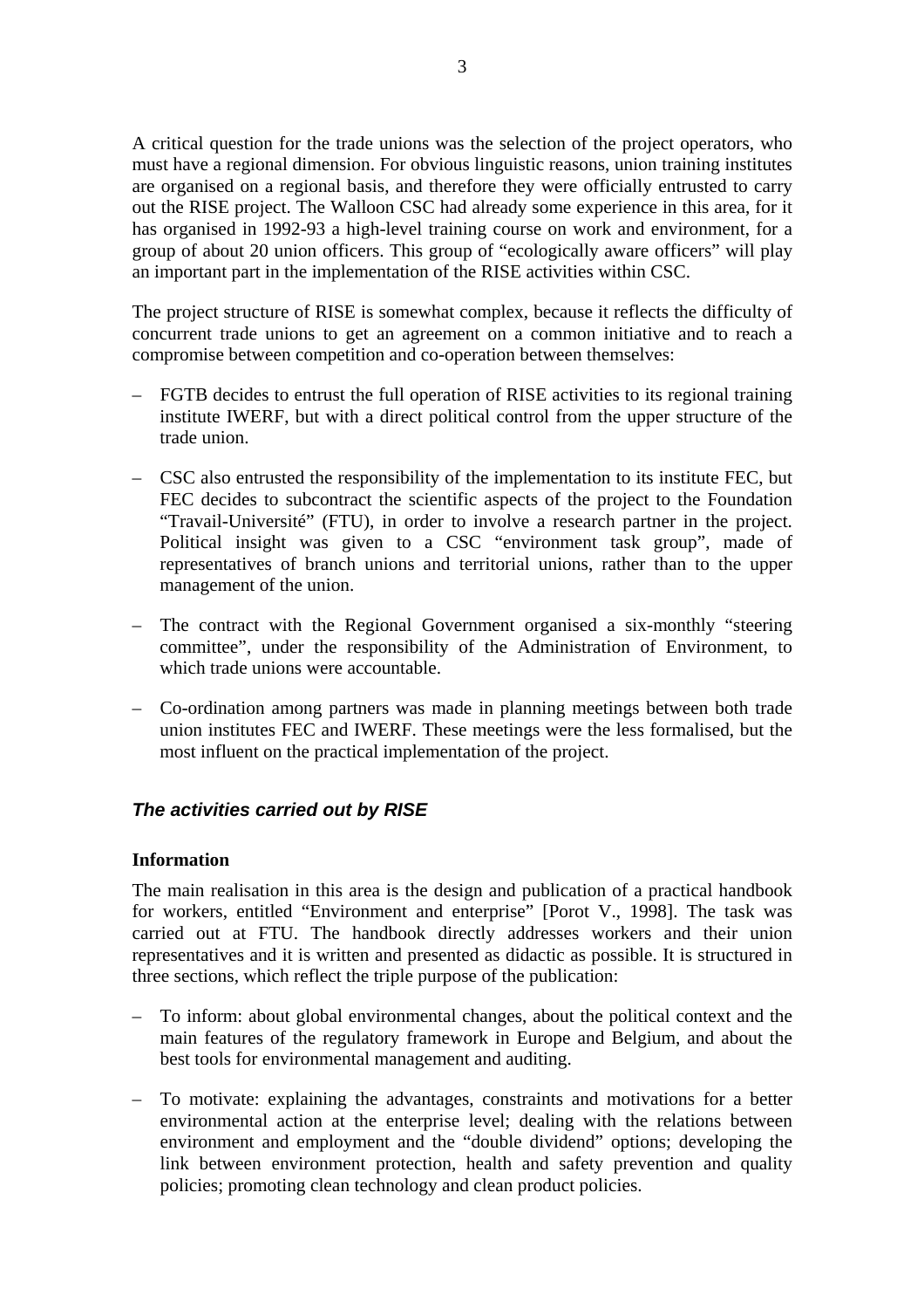A critical question for the trade unions was the selection of the project operators, who must have a regional dimension. For obvious linguistic reasons, union training institutes are organised on a regional basis, and therefore they were officially entrusted to carry out the RISE project. The Walloon CSC had already some experience in this area, for it has organised in 1992-93 a high-level training course on work and environment, for a group of about 20 union officers. This group of "ecologically aware officers" will play an important part in the implementation of the RISE activities within CSC.

The project structure of RISE is somewhat complex, because it reflects the difficulty of concurrent trade unions to get an agreement on a common initiative and to reach a compromise between competition and co-operation between themselves:

– FGTB decides to entrust the full operation of RISE activities to its regional training institute IWERF, but with a direct political control from the upper structure of the trade union.

– CSC also entrusted the responsibility of the implementation to its institute FEC, but FEC decides to subcontract the scientific aspects of the project to the Foundation "Travail-Université" (FTU), in order to involve a research partner in the project. Political insight was given to a CSC "environment task group", made of representatives of branch unions and territorial unions, rather than to the upper management of the union.

– The contract with the Regional Government organised a six-monthly "steering committee", under the responsibility of the Administration of Environment, to which trade unions were accountable.

– Co-ordination among partners was made in planning meetings between both trade union institutes FEC and IWERF. These meetings were the less formalised, but the most influent on the practical implementation of the project.

## *The activities carried out by RISE*

### Information

The main realisation in this area is the design and publication of a practical handbook for workers, entitled "Environment and enterprise" [Porot V., 1998]. The task was carried out at FTU. The handbook directly addresses workers and their union representatives and it is written and presented as didactic as possible. It is structured in three sections, which reflect the triple purpose of the publication:

– To inform: about global environmental changes, about the political context and the main features of the regulatory framework in Europe and Belgium, and about the best tools for environmental management and auditing.

– To motivate: explaining the advantages, constraints and motivations for a better environmental action at the enterprise level; dealing with the relations between environment and employment and the "double dividend" options; developing the link between environment protection, health and safety prevention and quality policies; promoting clean technology and clean product policies.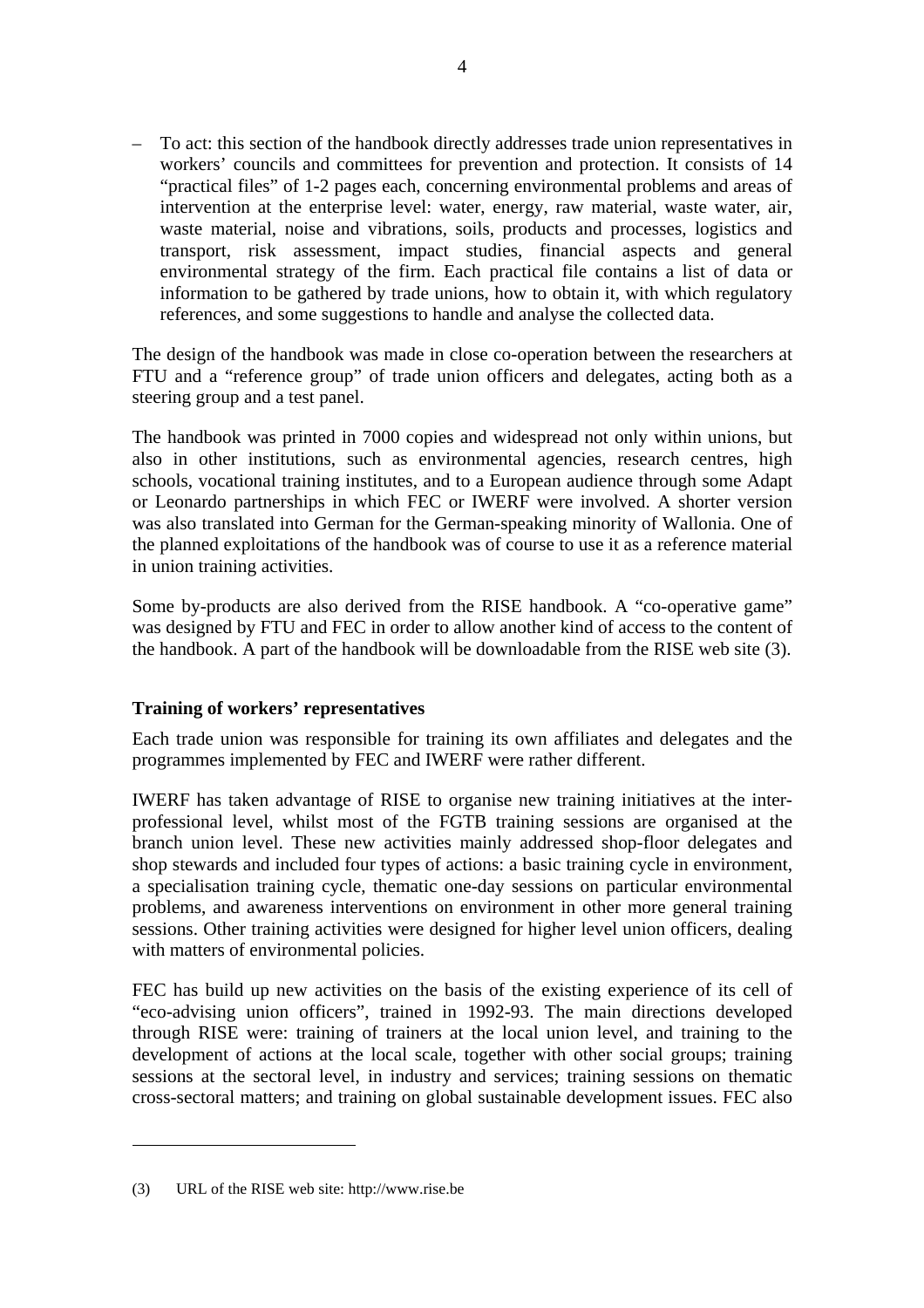– To act: this section of the handbook directly addresses trade union representatives in workers' councils and committees for prevention and protection. It consists of 14 "practical files" of 1-2 pages each, concerning environmental problems and areas of intervention at the enterprise level: water, energy, raw material, waste water, air, waste material, noise and vibrations, soils, products and processes, logistics and transport, risk assessment, impact studies, financial aspects and general environmental strategy of the firm. Each practical file contains a list of data or information to be gathered by trade unions, how to obtain it, with which regulatory references, and some suggestions to handle and analyse the collected data.

The design of the handbook was made in close co-operation between the researchers at FTU and a "reference group" of trade union officers and delegates, acting both as a steering group and a test panel.

The handbook was printed in 7000 copies and widespread not only within unions, but also in other institutions, such as environmental agencies, research centres, high schools, vocational training institutes, and to a European audience through some Adapt or Leonardo partnerships in which FEC or IWERF were involved. A shorter version was also translated into German for the German-speaking minority of Wallonia. One of the planned exploitations of the handbook was of course to use it as a reference material in union training activities.

Some by-products are also derived from the RISE handbook. A "co-operative game" was designed by FTU and FEC in order to allow another kind of access to the content of the handbook. A part of the handbook will be downloadable from the RISE web site (3).

**Training of workers' representatives**

Each trade union was responsible for training its own affiliates and delegates and the programmes implemented by FEC and IWERF were rather different.

IWERF has taken advantage of RISE to organise new training initiatives at the inter-professional level, whilst most of the FGTB training sessions are organised at the branch union level. These new activities mainly addressed shop-floor delegates and shop stewards and included four types of actions: a basic training cycle in environment, a specialisation training cycle, thematic one-day sessions on particular environmental problems, and awareness interventions on environment in other more general training sessions. Other training activities were designed for higher level union officers, dealing with matters of environmental policies.

FEC has build up new activities on the basis of the existing experience of its cell of "eco-advising union officers", trained in 1992-93. The main directions developed through RISE were: training of trainers at the local union level, and training to the development of actions at the local scale, together with other social groups; training sessions at the sectoral level, in industry and services; training sessions on thematic cross-sectoral matters; and training on global sustainable development issues. FEC also

(3) URL of the RISE web site: http://www.rise.be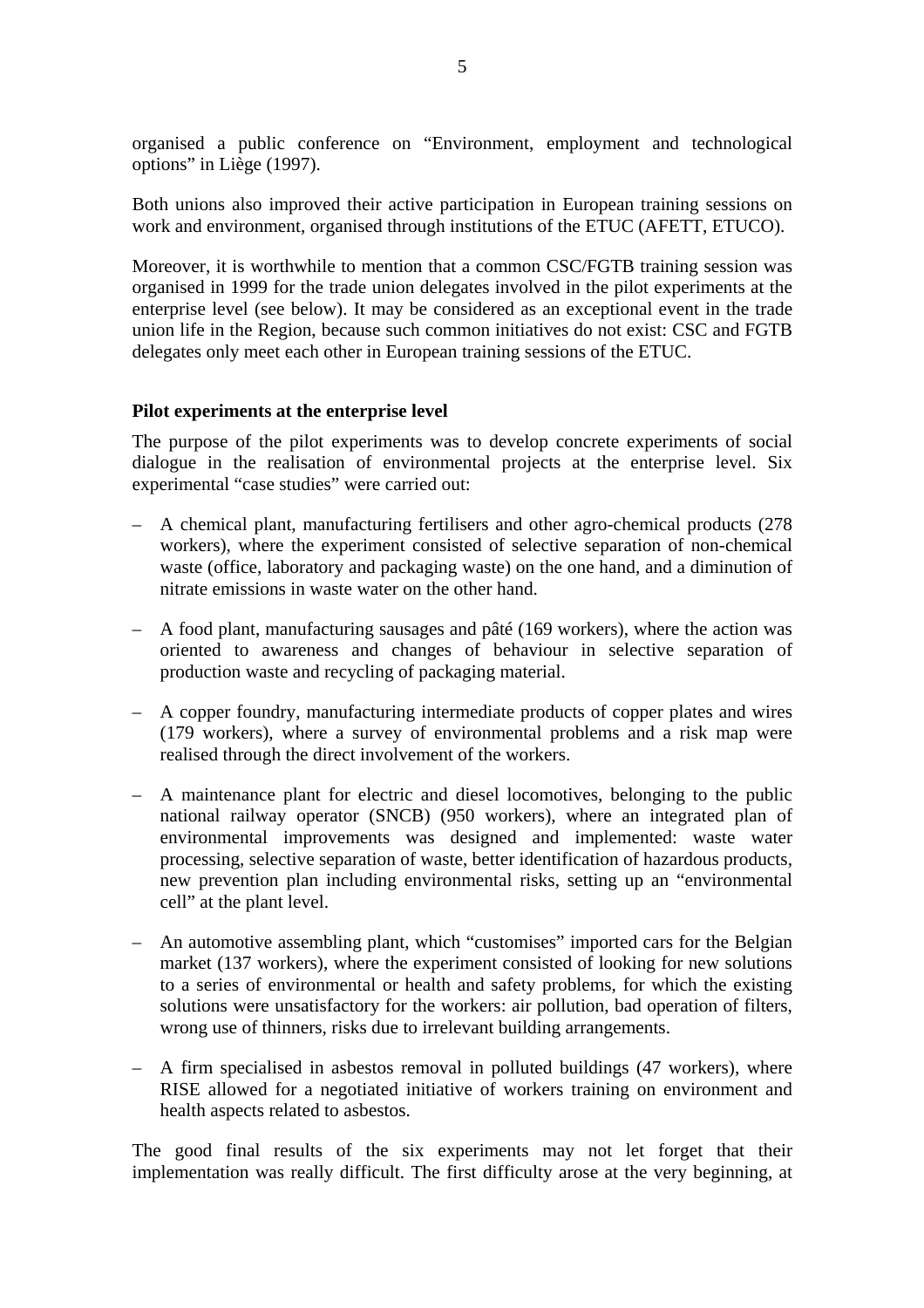organised a public conference on “Environment, employment and technological options” in Liège (1997).

Both unions also improved their active participation in European training sessions on work and environment, organised through institutions of the ETUC (AFETT, ETUCO).

Moreover, it is worthwhile to mention that a common CSC/FGTB training session was organised in 1999 for the trade union delegates involved in the pilot experiments at the enterprise level (see below). It may be considered as an exceptional event in the trade union life in the Region, because such common initiatives do not exist: CSC and FGTB delegates only meet each other in European training sessions of the ETUC.

**Pilot experiments at the enterprise level**

The purpose of the pilot experiments was to develop concrete experiments of social dialogue in the realisation of environmental projects at the enterprise level. Six experimental “case studies” were carried out:

- A chemical plant, manufacturing fertilisers and other agro-chemical products (278 workers), where the experiment consisted of selective separation of non-chemical waste (office, laboratory and packaging waste) on the one hand, and a diminution of nitrate emissions in waste water on the other hand.
- A food plant, manufacturing sausages and pâté (169 workers), where the action was oriented to awareness and changes of behaviour in selective separation of production waste and recycling of packaging material.
- A copper foundry, manufacturing intermediate products of copper plates and wires (179 workers), where a survey of environmental problems and a risk map were realised through the direct involvement of the workers.
- A maintenance plant for electric and diesel locomotives, belonging to the public national railway operator (SNCB) (950 workers), where an integrated plan of environmental improvements was designed and implemented: waste water processing, selective separation of waste, better identification of hazardous products, new prevention plan including environmental risks, setting up an “environmental cell” at the plant level.
- An automotive assembling plant, which “customises” imported cars for the Belgian market (137 workers), where the experiment consisted of looking for new solutions to a series of environmental or health and safety problems, for which the existing solutions were unsatisfactory for the workers: air pollution, bad operation of filters, wrong use of thinners, risks due to irrelevant building arrangements.
- A firm specialised in asbestos removal in polluted buildings (47 workers), where RISE allowed for a negotiated initiative of workers training on environment and health aspects related to asbestos.

The good final results of the six experiments may not let forget that their implementation was really difficult. The first difficulty arose at the very beginning, at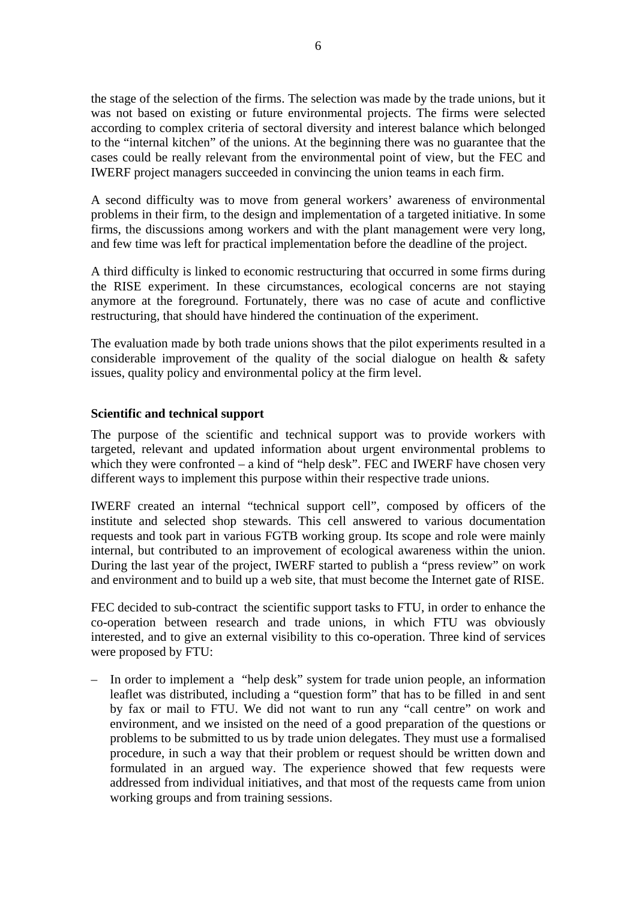the stage of the selection of the firms. The selection was made by the trade unions, but it was not based on existing or future environmental projects. The firms were selected according to complex criteria of sectoral diversity and interest balance which belonged to the "internal kitchen" of the unions. At the beginning there was no guarantee that the cases could be really relevant from the environmental point of view, but the FEC and IWERF project managers succeeded in convincing the union teams in each firm.

A second difficulty was to move from general workers' awareness of environmental problems in their firm, to the design and implementation of a targeted initiative. In some firms, the discussions among workers and with the plant management were very long, and few time was left for practical implementation before the deadline of the project.

A third difficulty is linked to economic restructuring that occurred in some firms during the RISE experiment. In these circumstances, ecological concerns are not staying anymore at the foreground. Fortunately, there was no case of acute and conflictive restructuring, that should have hindered the continuation of the experiment.

The evaluation made by both trade unions shows that the pilot experiments resulted in a considerable improvement of the quality of the social dialogue on health & safety issues, quality policy and environmental policy at the firm level.

**Scientific and technical support**

The purpose of the scientific and technical support was to provide workers with targeted, relevant and updated information about urgent environmental problems to which they were confronted – a kind of "help desk". FEC and IWERF have chosen very different ways to implement this purpose within their respective trade unions.

IWERF created an internal "technical support cell", composed by officers of the institute and selected shop stewards. This cell answered to various documentation requests and took part in various FGTB working group. Its scope and role were mainly internal, but contributed to an improvement of ecological awareness within the union. During the last year of the project, IWERF started to publish a "press review" on work and environment and to build up a web site, that must become the Internet gate of RISE.

FEC decided to sub-contract the scientific support tasks to FTU, in order to enhance the co-operation between research and trade unions, in which FTU was obviously interested, and to give an external visibility to this co-operation. Three kind of services were proposed by FTU:

– In order to implement a "help desk" system for trade union people, an information leaflet was distributed, including a "question form" that has to be filled in and sent by fax or mail to FTU. We did not want to run any "call centre" on work and environment, and we insisted on the need of a good preparation of the questions or problems to be submitted to us by trade union delegates. They must use a formalised procedure, in such a way that their problem or request should be written down and formulated in an argued way. The experience showed that few requests were addressed from individual initiatives, and that most of the requests came from union working groups and from training sessions.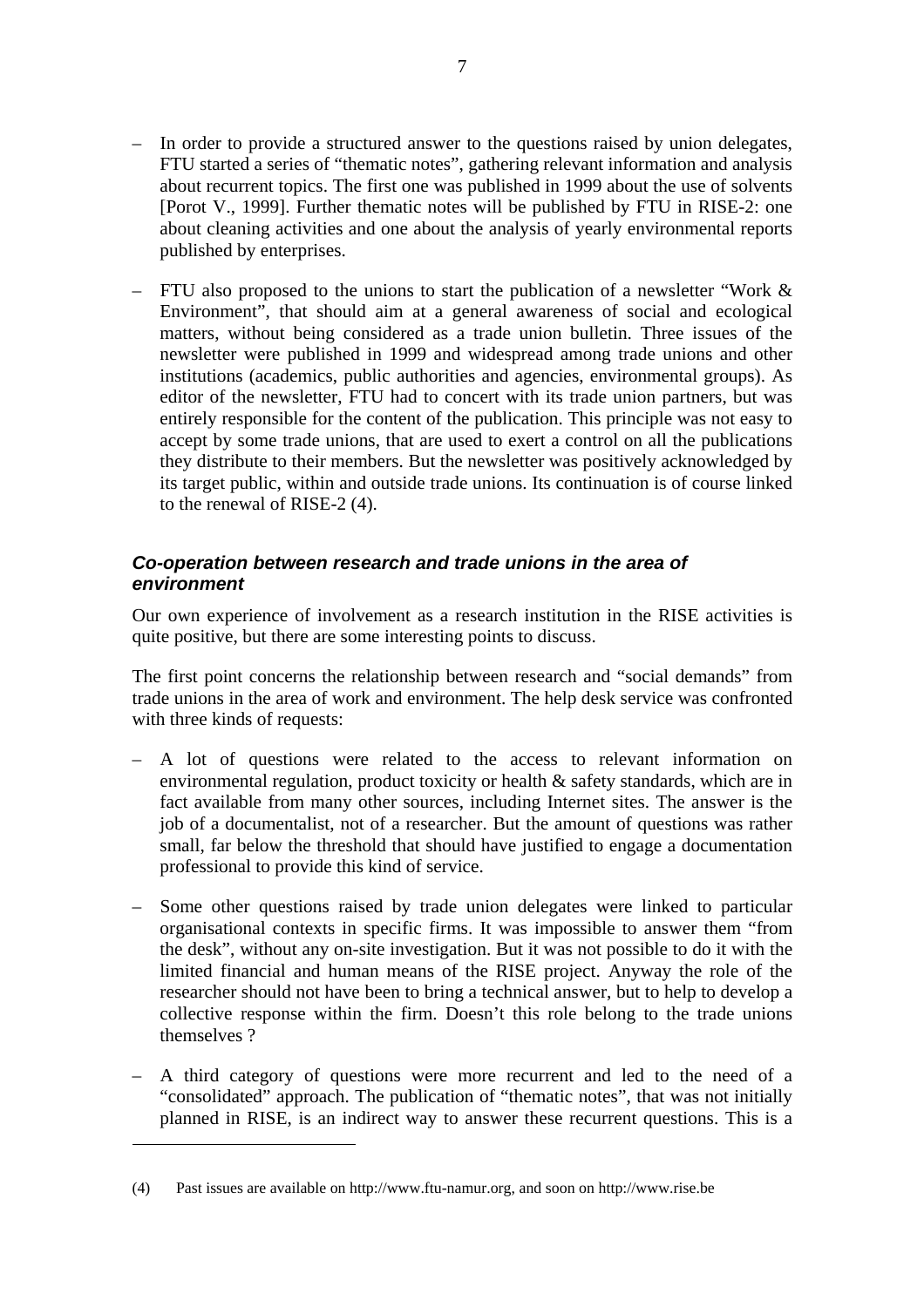- In order to provide a structured answer to the questions raised by union delegates, FTU started a series of "thematic notes", gathering relevant information and analysis about recurrent topics. The first one was published in 1999 about the use of solvents [Porot V., 1999]. Further thematic notes will be published by FTU in RISE-2: one about cleaning activities and one about the analysis of yearly environmental reports published by enterprises.

- FTU also proposed to the unions to start the publication of a newsletter "Work & Environment", that should aim at a general awareness of social and ecological matters, without being considered as a trade union bulletin. Three issues of the newsletter were published in 1999 and widespread among trade unions and other institutions (academics, public authorities and agencies, environmental groups). As editor of the newsletter, FTU had to concert with its trade union partners, but was entirely responsible for the content of the publication. This principle was not easy to accept by some trade unions, that are used to exert a control on all the publications they distribute to their members. But the newsletter was positively acknowledged by its target public, within and outside trade unions. Its continuation is of course linked to the renewal of RISE-2 (4).

### *Co-operation between research and trade unions in the area of environment*

Our own experience of involvement as a research institution in the RISE activities is quite positive, but there are some interesting points to discuss.

The first point concerns the relationship between research and "social demands" from trade unions in the area of work and environment. The help desk service was confronted with three kinds of requests:

- A lot of questions were related to the access to relevant information on environmental regulation, product toxicity or health & safety standards, which are in fact available from many other sources, including Internet sites. The answer is the job of a documentalist, not of a researcher. But the amount of questions was rather small, far below the threshold that should have justified to engage a documentation professional to provide this kind of service.

- Some other questions raised by trade union delegates were linked to particular organisational contexts in specific firms. It was impossible to answer them "from the desk", without any on-site investigation. But it was not possible to do it with the limited financial and human means of the RISE project. Anyway the role of the researcher should not have been to bring a technical answer, but to help to develop a collective response within the firm. Doesn't this role belong to the trade unions themselves ?

- A third category of questions were more recurrent and led to the need of a "consolidated" approach. The publication of "thematic notes", that was not initially planned in RISE, is an indirect way to answer these recurrent questions. This is a

---

(4) Past issues are available on http://www.ftu-namur.org, and soon on http://www.rise.be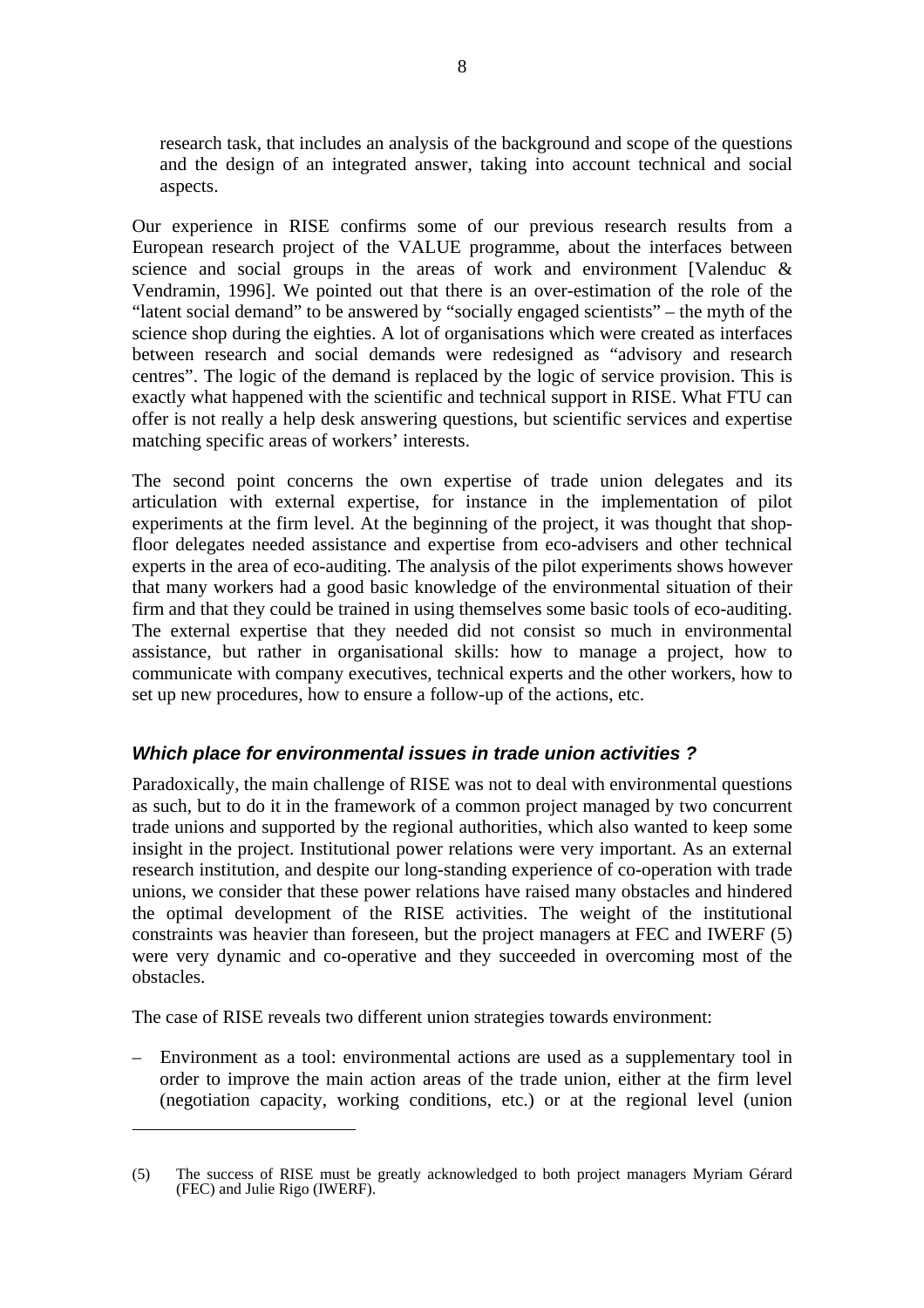research task, that includes an analysis of the background and scope of the questions and the design of an integrated answer, taking into account technical and social aspects.

Our experience in RISE confirms some of our previous research results from a European research project of the VALUE programme, about the interfaces between science and social groups in the areas of work and environment [Valenduc & Vendramin, 1996]. We pointed out that there is an over-estimation of the role of the "latent social demand" to be answered by "socially engaged scientists" – the myth of the science shop during the eighties. A lot of organisations which were created as interfaces between research and social demands were redesigned as "advisory and research centres". The logic of the demand is replaced by the logic of service provision. This is exactly what happened with the scientific and technical support in RISE. What FTU can offer is not really a help desk answering questions, but scientific services and expertise matching specific areas of workers' interests.

The second point concerns the own expertise of trade union delegates and its articulation with external expertise, for instance in the implementation of pilot experiments at the firm level. At the beginning of the project, it was thought that shop-floor delegates needed assistance and expertise from eco-advisers and other technical experts in the area of eco-auditing. The analysis of the pilot experiments shows however that many workers had a good basic knowledge of the environmental situation of their firm and that they could be trained in using themselves some basic tools of eco-auditing. The external expertise that they needed did not consist so much in environmental assistance, but rather in organisational skills: how to manage a project, how to communicate with company executives, technical experts and the other workers, how to set up new procedures, how to ensure a follow-up of the actions, etc.

### *Which place for environmental issues in trade union activities ?*

Paradoxically, the main challenge of RISE was not to deal with environmental questions as such, but to do it in the framework of a common project managed by two concurrent trade unions and supported by the regional authorities, which also wanted to keep some insight in the project. Institutional power relations were very important. As an external research institution, and despite our long-standing experience of co-operation with trade unions, we consider that these power relations have raised many obstacles and hindered the optimal development of the RISE activities. The weight of the institutional constraints was heavier than foreseen, but the project managers at FEC and IWERF (5) were very dynamic and co-operative and they succeeded in overcoming most of the obstacles.

The case of RISE reveals two different union strategies towards environment:

– Environment as a tool: environmental actions are used as a supplementary tool in order to improve the main action areas of the trade union, either at the firm level (negotiation capacity, working conditions, etc.) or at the regional level (union

(5) The success of RISE must be greatly acknowledged to both project managers Myriam Gérard (FEC) and Julie Rigo (IWERF).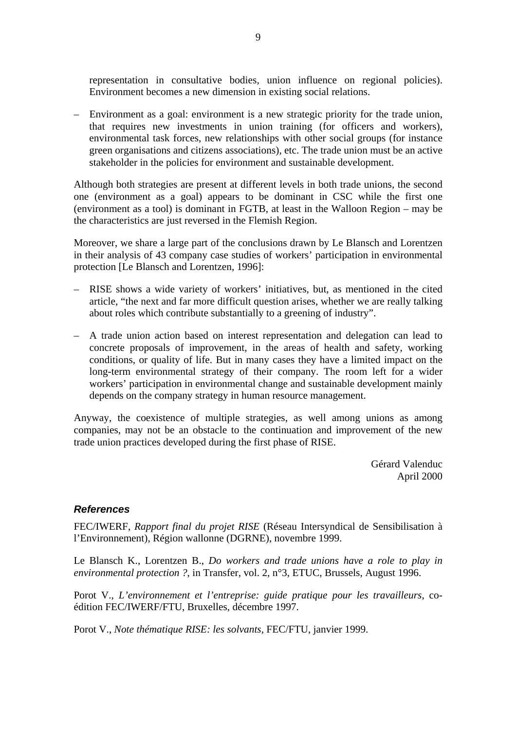representation in consultative bodies, union influence on regional policies). Environment becomes a new dimension in existing social relations.

– Environment as a goal: environment is a new strategic priority for the trade union, that requires new investments in union training (for officers and workers), environmental task forces, new relationships with other social groups (for instance green organisations and citizens associations), etc. The trade union must be an active stakeholder in the policies for environment and sustainable development.

Although both strategies are present at different levels in both trade unions, the second one (environment as a goal) appears to be dominant in CSC while the first one (environment as a tool) is dominant in FGTB, at least in the Walloon Region – may be the characteristics are just reversed in the Flemish Region.

Moreover, we share a large part of the conclusions drawn by Le Blansch and Lorentzen in their analysis of 43 company case studies of workers' participation in environmental protection [Le Blansch and Lorentzen, 1996]:

– RISE shows a wide variety of workers' initiatives, but, as mentioned in the cited article, "the next and far more difficult question arises, whether we are really talking about roles which contribute substantially to a greening of industry".

– A trade union action based on interest representation and delegation can lead to concrete proposals of improvement, in the areas of health and safety, working conditions, or quality of life. But in many cases they have a limited impact on the long-term environmental strategy of their company. The room left for a wider workers' participation in environmental change and sustainable development mainly depends on the company strategy in human resource management.

Anyway, the coexistence of multiple strategies, as well among unions as among companies, may not be an obstacle to the continuation and improvement of the new trade union practices developed during the first phase of RISE.

Gérard Valenduc
April 2000

### *References*

FEC/IWERF, *Rapport final du projet RISE* (Réseau Intersyndical de Sensibilisation à l'Environnement), Région wallonne (DGRNE), novembre 1999.

Le Blansch K., Lorentzen B., *Do workers and trade unions have a role to play in environmental protection ?*, in Transfer, vol. 2, n°3, ETUC, Brussels, August 1996.

Porot V., *L'environnement et l'entreprise: guide pratique pour les travailleurs*, co-édition FEC/IWERF/FTU, Bruxelles, décembre 1997.

Porot V., *Note thématique RISE: les solvants*, FEC/FTU, janvier 1999.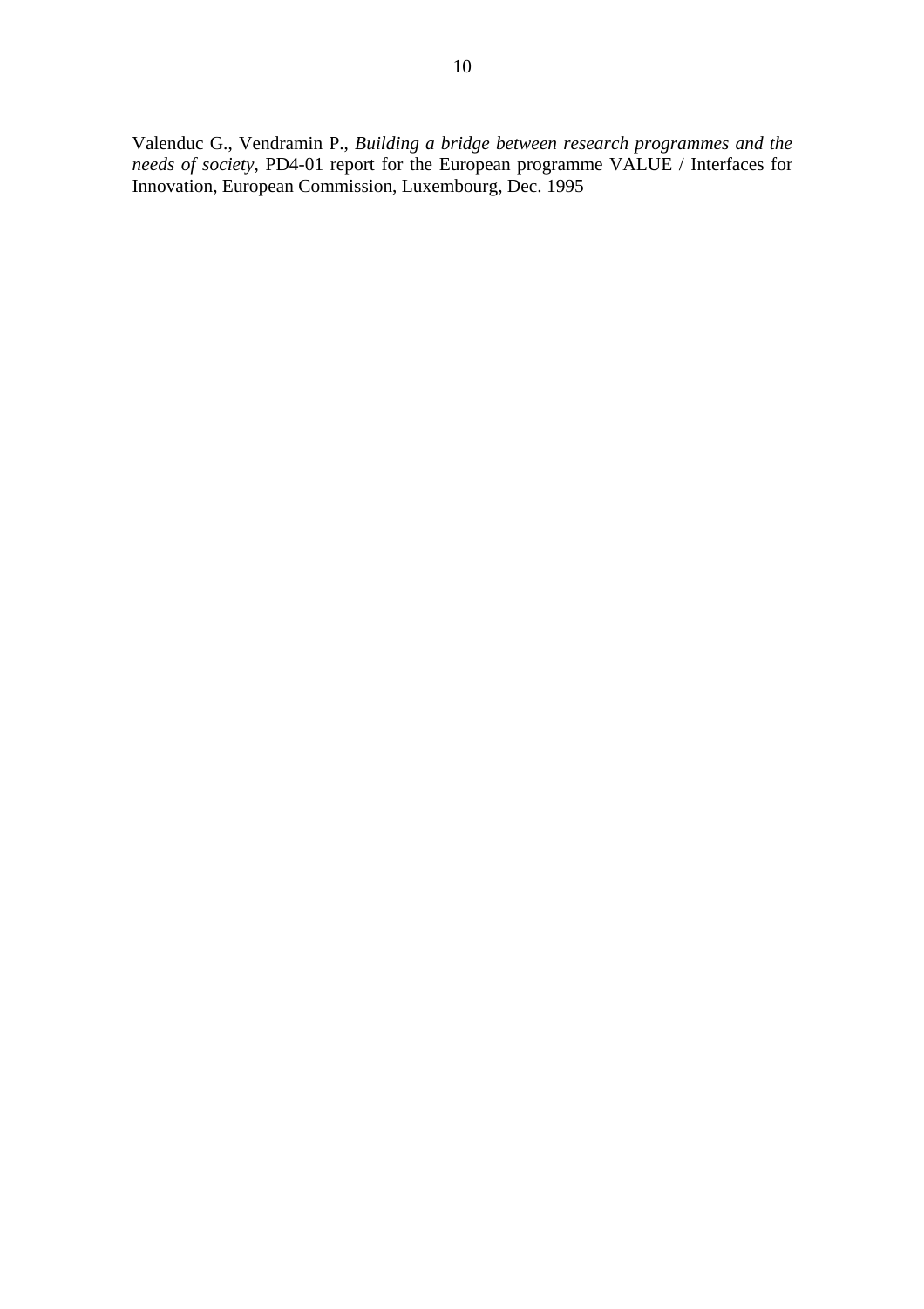Valenduc G., Vendramin P., *Building a bridge between research programmes and the needs of society*, PD4-01 report for the European programme VALUE / Interfaces for Innovation, European Commission, Luxembourg, Dec. 1995